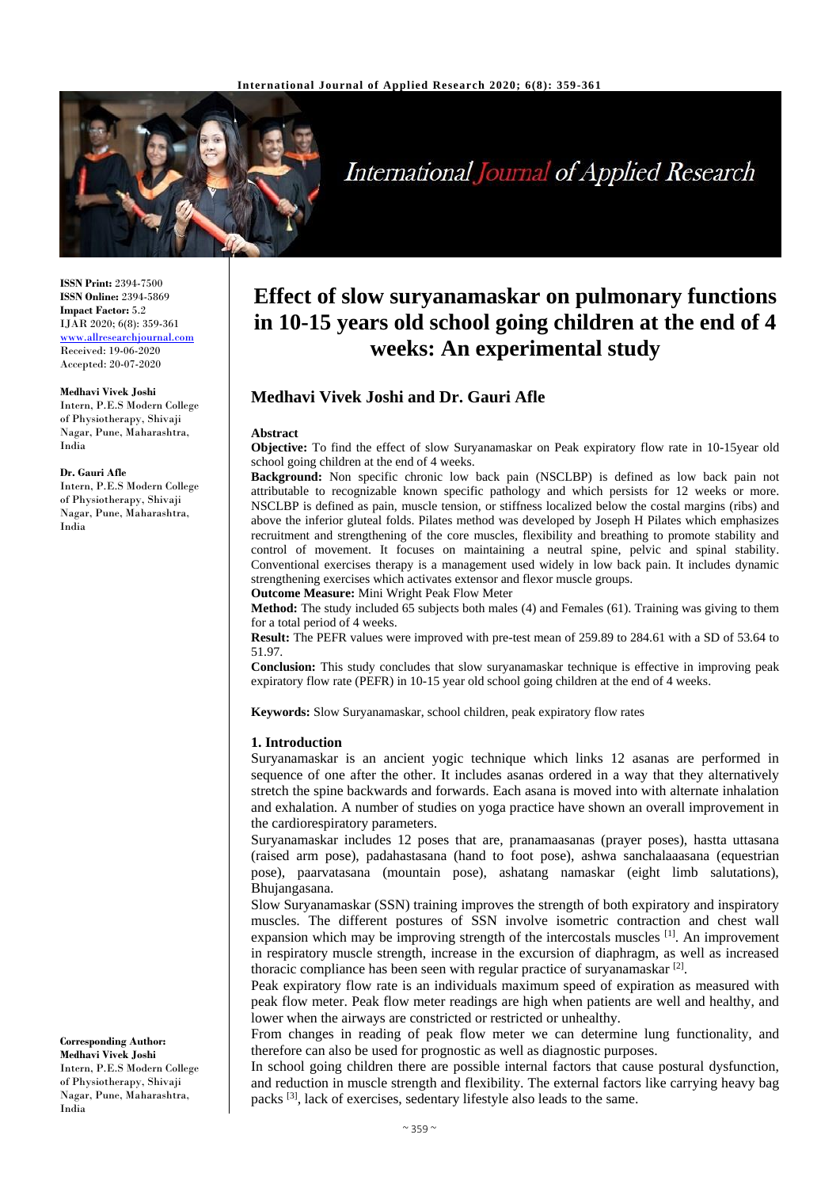**ISSN Print:** 2394-7500
**ISSN Online:** 2394-5869
**Impact Factor:** 5.2
IJAR 2020; 6(8): 359-361
www.allresearchjournal.com
Received: 19-06-2020
Accepted: 20-07-2020

**Medhavi Vivek Joshi**
Intern, P.E.S Modern College of Physiotherapy, Shivaji Nagar, Pune, Maharashtra, India

**Dr. Gauri Afle**
Intern, P.E.S Modern College of Physiotherapy, Shivaji Nagar, Pune, Maharashtra, India

**Corresponding Author:**
**Medhavi Vivek Joshi**
Intern, P.E.S Modern College of Physiotherapy, Shivaji Nagar, Pune, Maharashtra, India

# Effect of slow suryanamaskar on pulmonary functions in 10-15 years old school going children at the end of 4 weeks: An experimental study

## Medhavi Vivek Joshi and Dr. Gauri Afle

**Abstract**

**Objective:** To find the effect of slow Suryanamaskar on Peak expiratory flow rate in 10-15year old school going children at the end of 4 weeks.

**Background:** Non specific chronic low back pain (NSCLBP) is defined as low back pain not attributable to recognizable known specific pathology and which persists for 12 weeks or more. NSCLBP is defined as pain, muscle tension, or stiffness localized below the costal margins (ribs) and above the inferior gluteal folds. Pilates method was developed by Joseph H Pilates which emphasizes recruitment and strengthening of the core muscles, flexibility and breathing to promote stability and control of movement. It focuses on maintaining a neutral spine, pelvic and spinal stability. Conventional exercises therapy is a management used widely in low back pain. It includes dynamic strengthening exercises which activates extensor and flexor muscle groups.

**Outcome Measure:** Mini Wright Peak Flow Meter

**Method:** The study included 65 subjects both males (4) and Females (61). Training was giving to them for a total period of 4 weeks.

**Result:** The PEFR values were improved with pre-test mean of 259.89 to 284.61 with a SD of 53.64 to 51.97.

**Conclusion:** This study concludes that slow suryanamaskar technique is effective in improving peak expiratory flow rate (PEFR) in 10-15 year old school going children at the end of 4 weeks.

**Keywords:** Slow Suryanamaskar, school children, peak expiratory flow rates

### 1. Introduction

Suryanamaskar is an ancient yogic technique which links 12 asanas are performed in sequence of one after the other. It includes asanas ordered in a way that they alternatively stretch the spine backwards and forwards. Each asana is moved into with alternate inhalation and exhalation. A number of studies on yoga practice have shown an overall improvement in the cardiorespiratory parameters.

Suryanamaskar includes 12 poses that are, pranamaasanas (prayer poses), hastta uttasana (raised arm pose), padahastasana (hand to foot pose), ashwa sanchalaaasana (equestrian pose), paarvatasana (mountain pose), ashatang namaskar (eight limb salutations), Bhujangasana.

Slow Suryanamaskar (SSN) training improves the strength of both expiratory and inspiratory muscles. The different postures of SSN involve isometric contraction and chest wall expansion which may be improving strength of the intercostals muscles [1]. An improvement in respiratory muscle strength, increase in the excursion of diaphragm, as well as increased thoracic compliance has been seen with regular practice of suryanamaskar [2].

Peak expiratory flow rate is an individuals maximum speed of expiration as measured with peak flow meter. Peak flow meter readings are high when patients are well and healthy, and lower when the airways are constricted or restricted or unhealthy.

From changes in reading of peak flow meter we can determine lung functionality, and therefore can also be used for prognostic as well as diagnostic purposes.

In school going children there are possible internal factors that cause postural dysfunction, and reduction in muscle strength and flexibility. The external factors like carrying heavy bag packs [3], lack of exercises, sedentary lifestyle also leads to the same.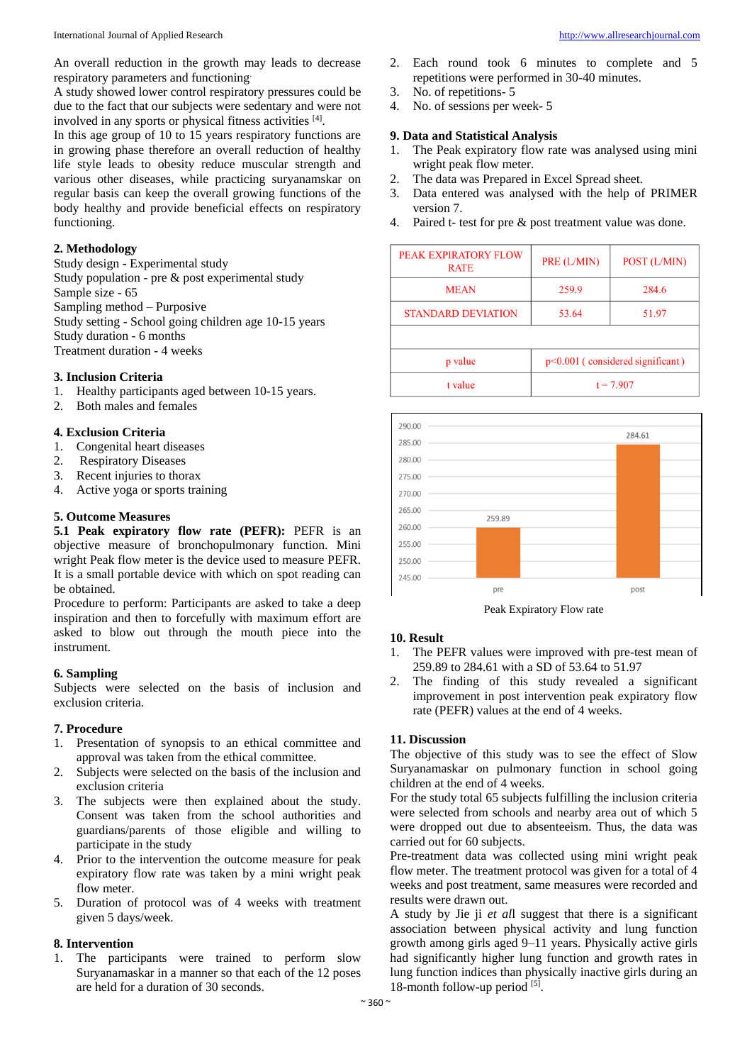An overall reduction in the growth may leads to decrease respiratory parameters and functioning.

A study showed lower control respiratory pressures could be due to the fact that our subjects were sedentary and were not involved in any sports or physical fitness activities [4].

In this age group of 10 to 15 years respiratory functions are in growing phase therefore an overall reduction of healthy life style leads to obesity reduce muscular strength and various other diseases, while practicing suryanamskar on regular basis can keep the overall growing functions of the body healthy and provide beneficial effects on respiratory functioning.

## 2. Methodology

Study design - Experimental study
Study population - pre & post experimental study
Sample size - 65
Sampling method – Purposive
Study setting - School going children age 10-15 years
Study duration - 6 months
Treatment duration - 4 weeks

## 3. Inclusion Criteria

1. Healthy participants aged between 10-15 years.
2. Both males and females

## 4. Exclusion Criteria

1. Congenital heart diseases
2. Respiratory Diseases
3. Recent injuries to thorax
4. Active yoga or sports training

## 5. Outcome Measures

**5.1 Peak expiratory flow rate (PEFR):** PEFR is an objective measure of bronchopulmonary function. Mini wright Peak flow meter is the device used to measure PEFR. It is a small portable device with which on spot reading can be obtained.

Procedure to perform: Participants are asked to take a deep inspiration and then to forcefully with maximum effort are asked to blow out through the mouth piece into the instrument.

## 6. Sampling

Subjects were selected on the basis of inclusion and exclusion criteria.

## 7. Procedure

1. Presentation of synopsis to an ethical committee and approval was taken from the ethical committee.
2. Subjects were selected on the basis of the inclusion and exclusion criteria
3. The subjects were then explained about the study. Consent was taken from the school authorities and guardians/parents of those eligible and willing to participate in the study
4. Prior to the intervention the outcome measure for peak expiratory flow rate was taken by a mini wright peak flow meter.
5. Duration of protocol was of 4 weeks with treatment given 5 days/week.

## 8. Intervention

1. The participants were trained to perform slow Suryanamaskar in a manner so that each of the 12 poses are held for a duration of 30 seconds.
2. Each round took 6 minutes to complete and 5 repetitions were performed in 30-40 minutes.
3. No. of repetitions- 5
4. No. of sessions per week- 5

## 9. Data and Statistical Analysis

1. The Peak expiratory flow rate was analysed using mini wright peak flow meter.
2. The data was Prepared in Excel Spread sheet.
3. Data entered was analysed with the help of PRIMER version 7.
4. Paired t- test for pre & post treatment value was done.

| PEAK EXPIRATORY FLOW RATE | PRE (L/MIN) | POST (L/MIN) |
|---|---|---|
| MEAN | 259.9 | 284.6 |
| STANDARD DEVIATION | 53.64 | 51.97 |
| | | |
| p value | p<0.001 ( considered significant ) | |
| t value | t = 7.907 | |

290.00
285.00
280.00
275.00
270.00
265.00
260.00
255.00
250.00
245.00
259.89
284.61
pre
post

Peak Expiratory Flow rate

## 10. Result

1. The PEFR values were improved with pre-test mean of 259.89 to 284.61 with a SD of 53.64 to 51.97
2. The finding of this study revealed a significant improvement in post intervention peak expiratory flow rate (PEFR) values at the end of 4 weeks.

## 11. Discussion

The objective of this study was to see the effect of Slow Suryanamaskar on pulmonary function in school going children at the end of 4 weeks.

For the study total 65 subjects fulfilling the inclusion criteria were selected from schools and nearby area out of which 5 were dropped out due to absenteeism. Thus, the data was carried out for 60 subjects.

Pre-treatment data was collected using mini wright peak flow meter. The treatment protocol was given for a total of 4 weeks and post treatment, same measures were recorded and results were drawn out.

A study by Jie ji *et all* suggest that there is a significant association between physical activity and lung function growth among girls aged 9–11 years. Physically active girls had significantly higher lung function and growth rates in lung function indices than physically inactive girls during an 18-month follow-up period [5].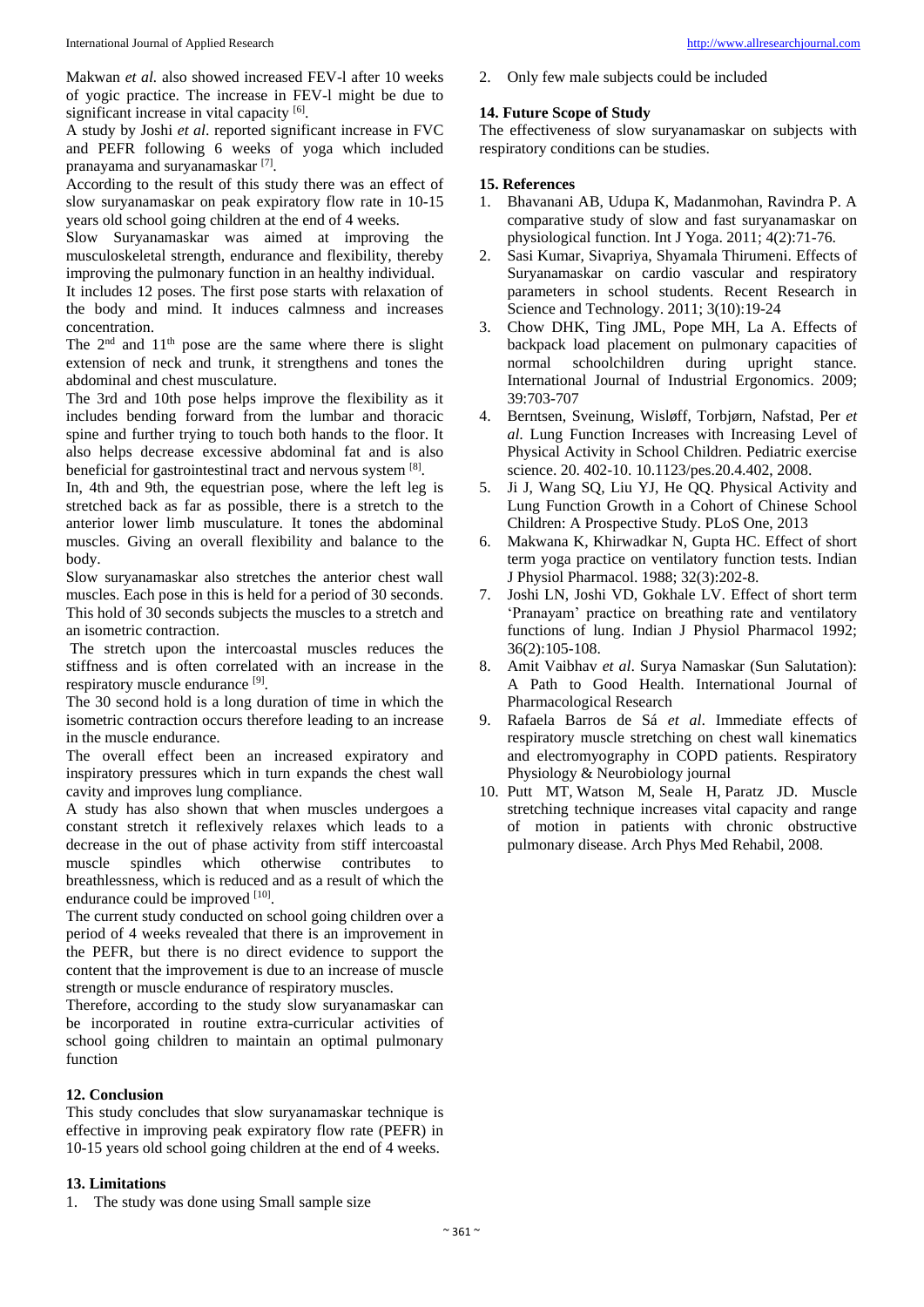Makwan *et al.* also showed increased FEV-l after 10 weeks of yogic practice. The increase in FEV-l might be due to significant increase in vital capacity [6].

A study by Joshi *et al*. reported significant increase in FVC and PEFR following 6 weeks of yoga which included pranayama and suryanamaskar [7].

According to the result of this study there was an effect of slow suryanamaskar on peak expiratory flow rate in 10-15 years old school going children at the end of 4 weeks.

Slow Suryanamaskar was aimed at improving the musculoskeletal strength, endurance and flexibility, thereby improving the pulmonary function in an healthy individual.

It includes 12 poses. The first pose starts with relaxation of the body and mind. It induces calmness and increases concentration.

The 2nd and 11th pose are the same where there is slight extension of neck and trunk, it strengthens and tones the abdominal and chest musculature.

The 3rd and 10th pose helps improve the flexibility as it includes bending forward from the lumbar and thoracic spine and further trying to touch both hands to the floor. It also helps decrease excessive abdominal fat and is also beneficial for gastrointestinal tract and nervous system [8].

In, 4th and 9th, the equestrian pose, where the left leg is stretched back as far as possible, there is a stretch to the anterior lower limb musculature. It tones the abdominal muscles. Giving an overall flexibility and balance to the body.

Slow suryanamaskar also stretches the anterior chest wall muscles. Each pose in this is held for a period of 30 seconds. This hold of 30 seconds subjects the muscles to a stretch and an isometric contraction.

The stretch upon the intercoastal muscles reduces the stiffness and is often correlated with an increase in the respiratory muscle endurance [9].

The 30 second hold is a long duration of time in which the isometric contraction occurs therefore leading to an increase in the muscle endurance.

The overall effect been an increased expiratory and inspiratory pressures which in turn expands the chest wall cavity and improves lung compliance.

A study has also shown that when muscles undergoes a constant stretch it reflexively relaxes which leads to a decrease in the out of phase activity from stiff intercoastal muscle spindles which otherwise contributes to breathlessness, which is reduced and as a result of which the endurance could be improved [10].

The current study conducted on school going children over a period of 4 weeks revealed that there is an improvement in the PEFR, but there is no direct evidence to support the content that the improvement is due to an increase of muscle strength or muscle endurance of respiratory muscles.

Therefore, according to the study slow suryanamaskar can be incorporated in routine extra-curricular activities of school going children to maintain an optimal pulmonary function

## 12. Conclusion

This study concludes that slow suryanamaskar technique is effective in improving peak expiratory flow rate (PEFR) in 10-15 years old school going children at the end of 4 weeks.

## 13. Limitations

1. The study was done using Small sample size
2. Only few male subjects could be included

## 14. Future Scope of Study

The effectiveness of slow suryanamaskar on subjects with respiratory conditions can be studies.

## 15. References

1. Bhavanani AB, Udupa K, Madanmohan, Ravindra P. A comparative study of slow and fast suryanamaskar on physiological function. Int J Yoga. 2011; 4(2):71-76.
2. Sasi Kumar, Sivapriya, Shyamala Thirumeni. Effects of Suryanamaskar on cardio vascular and respiratory parameters in school students. Recent Research in Science and Technology. 2011; 3(10):19-24
3. Chow DHK, Ting JML, Pope MH, La A. Effects of backpack load placement on pulmonary capacities of normal schoolchildren during upright stance. International Journal of Industrial Ergonomics. 2009; 39:703-707
4. Berntsen, Sveinung, Wisløff, Torbjørn, Nafstad, Per *et al*. Lung Function Increases with Increasing Level of Physical Activity in School Children. Pediatric exercise science. 20. 402-10. 10.1123/pes.20.4.402, 2008.
5. Ji J, Wang SQ, Liu YJ, He QQ. Physical Activity and Lung Function Growth in a Cohort of Chinese School Children: A Prospective Study. PLoS One, 2013
6. Makwana K, Khirwadkar N, Gupta HC. Effect of short term yoga practice on ventilatory function tests. Indian J Physiol Pharmacol. 1988; 32(3):202-8.
7. Joshi LN, Joshi VD, Gokhale LV. Effect of short term 'Pranayam' practice on breathing rate and ventilatory functions of lung. Indian J Physiol Pharmacol 1992; 36(2):105-108.
8. Amit Vaibhav *et al*. Surya Namaskar (Sun Salutation): A Path to Good Health. International Journal of Pharmacological Research
9. Rafaela Barros de Sá *et al*. Immediate effects of respiratory muscle stretching on chest wall kinematics and electromyography in COPD patients. Respiratory Physiology & Neurobiology journal
10. Putt MT, Watson M, Seale H, Paratz JD. Muscle stretching technique increases vital capacity and range of motion in patients with chronic obstructive pulmonary disease. Arch Phys Med Rehabil, 2008.